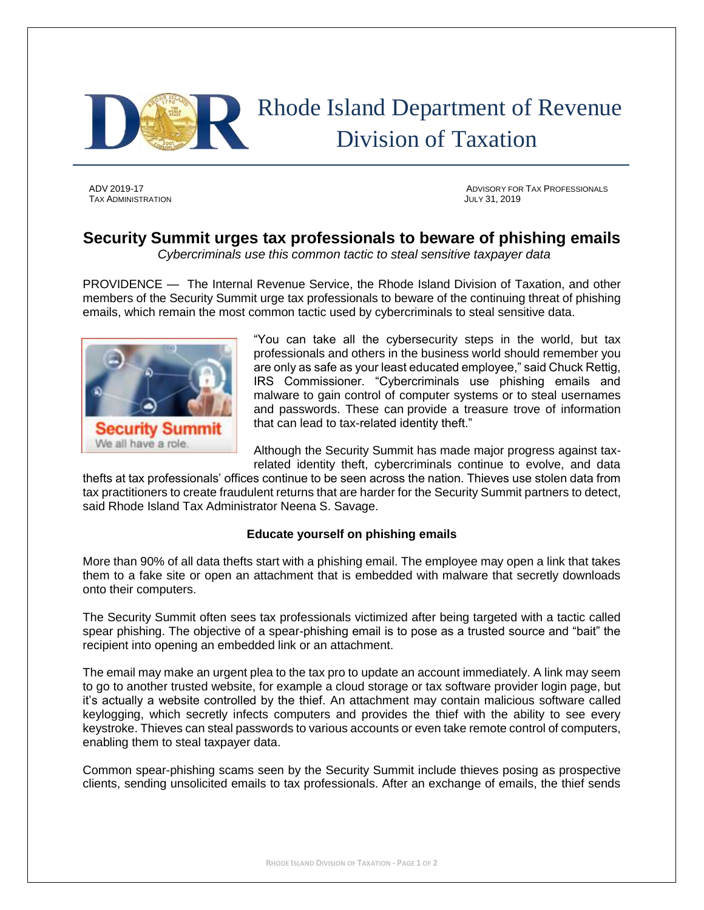# Rhode Island Department of Revenue
## Division of Taxation

ADV 2019-17
TAX ADMINISTRATION

ADVISORY FOR TAX PROFESSIONALS
JULY 31, 2019

## Security Summit urges tax professionals to beware of phishing emails

*Cybercriminals use this common tactic to steal sensitive taxpayer data*

PROVIDENCE — The Internal Revenue Service, the Rhode Island Division of Taxation, and other members of the Security Summit urge tax professionals to beware of the continuing threat of phishing emails, which remain the most common tactic used by cybercriminals to steal sensitive data.

"You can take all the cybersecurity steps in the world, but tax professionals and others in the business world should remember you are only as safe as your least educated employee," said Chuck Rettig, IRS Commissioner. "Cybercriminals use phishing emails and malware to gain control of computer systems or to steal usernames and passwords. These can provide a treasure trove of information that can lead to tax-related identity theft."

Although the Security Summit has made major progress against tax-related identity theft, cybercriminals continue to evolve, and data thefts at tax professionals' offices continue to be seen across the nation. Thieves use stolen data from tax practitioners to create fraudulent returns that are harder for the Security Summit partners to detect, said Rhode Island Tax Administrator Neena S. Savage.

### Educate yourself on phishing emails

More than 90% of all data thefts start with a phishing email. The employee may open a link that takes them to a fake site or open an attachment that is embedded with malware that secretly downloads onto their computers.

The Security Summit often sees tax professionals victimized after being targeted with a tactic called spear phishing. The objective of a spear-phishing email is to pose as a trusted source and "bait" the recipient into opening an embedded link or an attachment.

The email may make an urgent plea to the tax pro to update an account immediately. A link may seem to go to another trusted website, for example a cloud storage or tax software provider login page, but it's actually a website controlled by the thief. An attachment may contain malicious software called keylogging, which secretly infects computers and provides the thief with the ability to see every keystroke. Thieves can steal passwords to various accounts or even take remote control of computers, enabling them to steal taxpayer data.

Common spear-phishing scams seen by the Security Summit include thieves posing as prospective clients, sending unsolicited emails to tax professionals. After an exchange of emails, the thief sends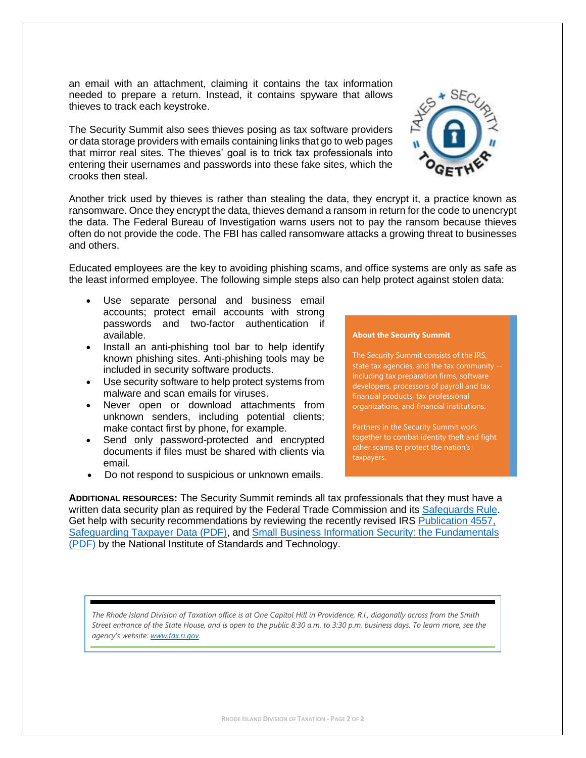an email with an attachment, claiming it contains the tax information needed to prepare a return. Instead, it contains spyware that allows thieves to track each keystroke.

The Security Summit also sees thieves posing as tax software providers or data storage providers with emails containing links that go to web pages that mirror real sites. The thieves' goal is to trick tax professionals into entering their usernames and passwords into these fake sites, which the crooks then steal.

Another trick used by thieves is rather than stealing the data, they encrypt it, a practice known as ransomware. Once they encrypt the data, thieves demand a ransom in return for the code to unencrypt the data. The Federal Bureau of Investigation warns users not to pay the ransom because thieves often do not provide the code. The FBI has called ransomware attacks a growing threat to businesses and others.

Educated employees are the key to avoiding phishing scams, and office systems are only as safe as the least informed employee. The following simple steps also can help protect against stolen data:

- Use separate personal and business email accounts; protect email accounts with strong passwords and two-factor authentication if available.
- Install an anti-phishing tool bar to help identify known phishing sites. Anti-phishing tools may be included in security software products.
- Use security software to help protect systems from malware and scan emails for viruses.
- Never open or download attachments from unknown senders, including potential clients; make contact first by phone, for example.
- Send only password-protected and encrypted documents if files must be shared with clients via email.
- Do not respond to suspicious or unknown emails.

**About the Security Summit**

The Security Summit consists of the IRS, state tax agencies, and the tax community -- including tax preparation firms, software developers, processors of payroll and tax financial products, tax professional organizations, and financial institutions.

Partners in the Security Summit work together to combat identity theft and fight other scams to protect the nation's taxpayers.

**ADDITIONAL RESOURCES:** The Security Summit reminds all tax professionals that they must have a written data security plan as required by the Federal Trade Commission and its Safeguards Rule. Get help with security recommendations by reviewing the recently revised IRS Publication 4557, Safeguarding Taxpayer Data (PDF), and Small Business Information Security: the Fundamentals (PDF) by the National Institute of Standards and Technology.

*The Rhode Island Division of Taxation office is at One Capitol Hill in Providence, R.I., diagonally across from the Smith Street entrance of the State House, and is open to the public 8:30 a.m. to 3:30 p.m. business days. To learn more, see the agency's website: www.tax.ri.gov.*